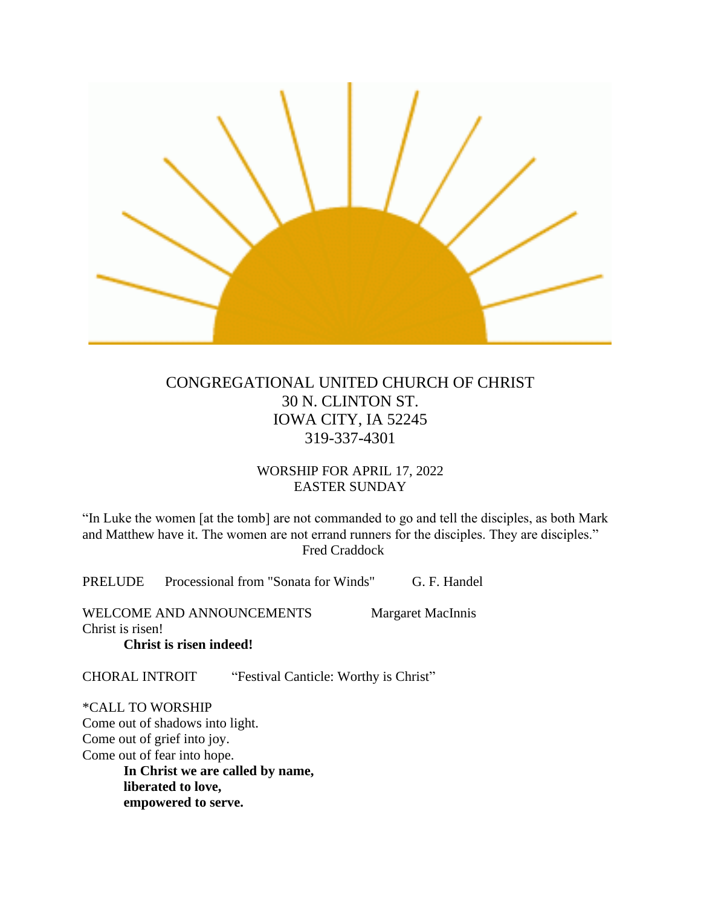CONGREGATIONAL UNITED CHURCH OF CHRIST
30 N. CLINTON ST.
IOWA CITY, IA 52245
319-337-4301

WORSHIP FOR APRIL 17, 2022
EASTER SUNDAY

"In Luke the women [at the tomb] are not commanded to go and tell the disciples, as both Mark and Matthew have it. The women are not errand runners for the disciples. They are disciples."
Fred Craddock

PRELUDE Processional from "Sonata for Winds" G. F. Handel

WELCOME AND ANNOUNCEMENTS Margaret MacInnis

Christ is risen!

**Christ is risen indeed!**

CHORAL INTROIT "Festival Canticle: Worthy is Christ"

*CALL TO WORSHIP

Come out of shadows into light.
Come out of grief into joy.
Come out of fear into hope.

**In Christ we are called by name,**
**liberated to love,**
**empowered to serve.**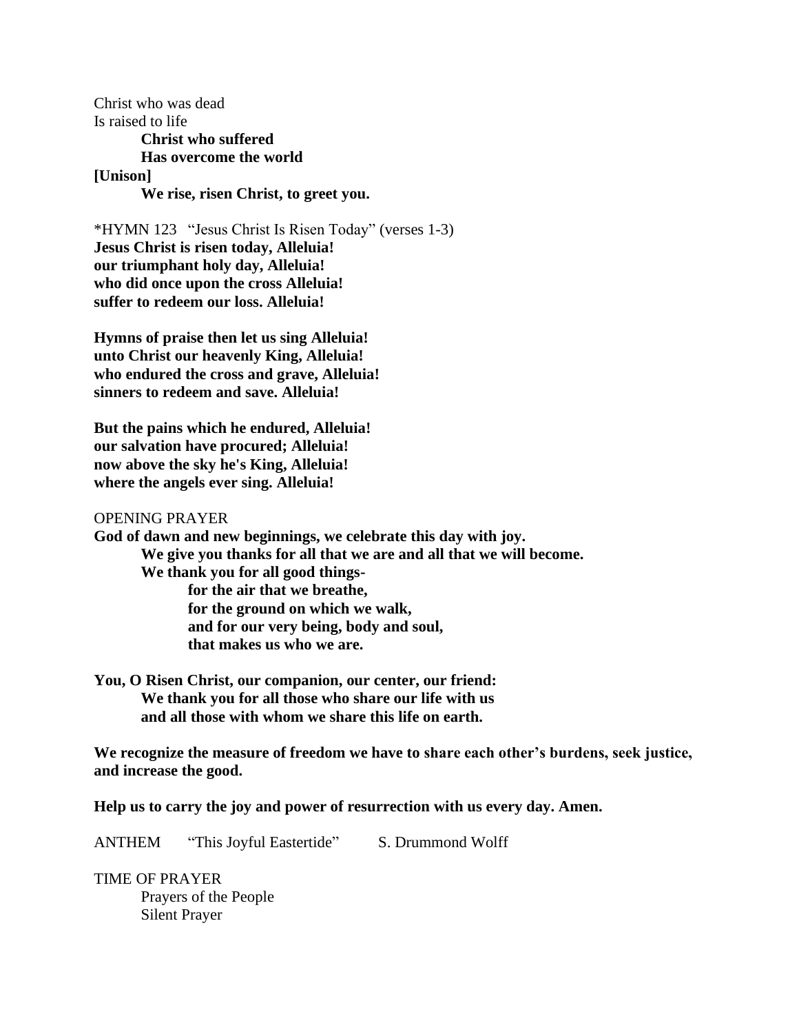Christ who was dead
Is raised to life

**Christ who suffered**
**Has overcome the world**

**[Unison]**

**We rise, risen Christ, to greet you.**

*HYMN 123 "Jesus Christ Is Risen Today" (verses 1-3)

**Jesus Christ is risen today, Alleluia!**
**our triumphant holy day, Alleluia!**
**who did once upon the cross Alleluia!**
**suffer to redeem our loss. Alleluia!**

**Hymns of praise then let us sing Alleluia!**
**unto Christ our heavenly King, Alleluia!**
**who endured the cross and grave, Alleluia!**
**sinners to redeem and save. Alleluia!**

**But the pains which he endured, Alleluia!**
**our salvation have procured; Alleluia!**
**now above the sky he's King, Alleluia!**
**where the angels ever sing. Alleluia!**

OPENING PRAYER

**God of dawn and new beginnings, we celebrate this day with joy.**
**We give you thanks for all that we are and all that we will become.**
**We thank you for all good things-**
**for the air that we breathe,**
**for the ground on which we walk,**
**and for our very being, body and soul,**
**that makes us who we are.**

**You, O Risen Christ, our companion, our center, our friend:**
**We thank you for all those who share our life with us**
**and all those with whom we share this life on earth.**

**We recognize the measure of freedom we have to share each other's burdens, seek justice, and increase the good.**

**Help us to carry the joy and power of resurrection with us every day. Amen.**

ANTHEM "This Joyful Eastertide" S. Drummond Wolff

TIME OF PRAYER

Prayers of the People
Silent Prayer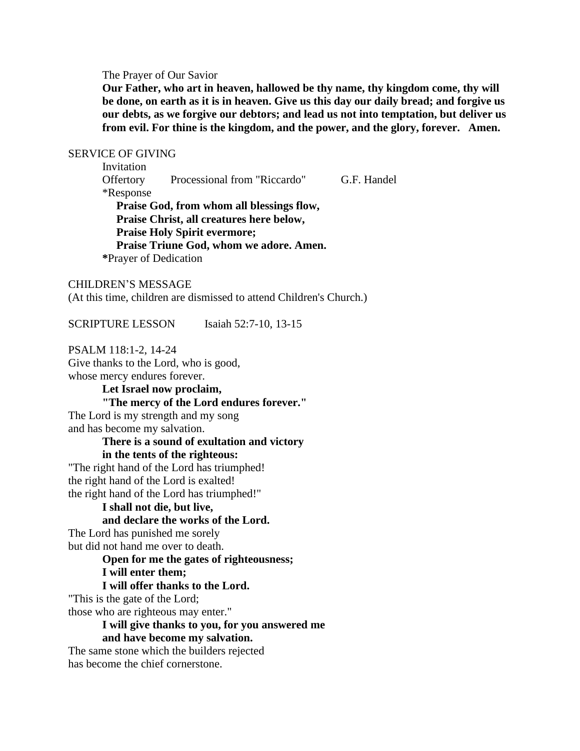The Prayer of Our Savior

**Our Father, who art in heaven, hallowed be thy name, thy kingdom come, thy will be done, on earth as it is in heaven. Give us this day our daily bread; and forgive us our debts, as we forgive our debtors; and lead us not into temptation, but deliver us from evil. For thine is the kingdom, and the power, and the glory, forever. Amen.**

SERVICE OF GIVING

Invitation

Offertory Processional from "Riccardo" G.F. Handel

*Response

**Praise God, from whom all blessings flow,**
**Praise Christ, all creatures here below,**
**Praise Holy Spirit evermore;**
**Praise Triune God, whom we adore. Amen.**

**\***Prayer of Dedication

CHILDREN'S MESSAGE

(At this time, children are dismissed to attend Children's Church.)

SCRIPTURE LESSON Isaiah 52:7-10, 13-15

PSALM 118:1-2, 14-24

Give thanks to the Lord, who is good,
whose mercy endures forever.

**Let Israel now proclaim,**
**"The mercy of the Lord endures forever."**

The Lord is my strength and my song
and has become my salvation.

**There is a sound of exultation and victory**
**in the tents of the righteous:**

"The right hand of the Lord has triumphed!
the right hand of the Lord is exalted!
the right hand of the Lord has triumphed!"

**I shall not die, but live,**
**and declare the works of the Lord.**

The Lord has punished me sorely
but did not hand me over to death.

**Open for me the gates of righteousness;**
**I will enter them;**
**I will offer thanks to the Lord.**

"This is the gate of the Lord;
those who are righteous may enter."

**I will give thanks to you, for you answered me**
**and have become my salvation.**

The same stone which the builders rejected
has become the chief cornerstone.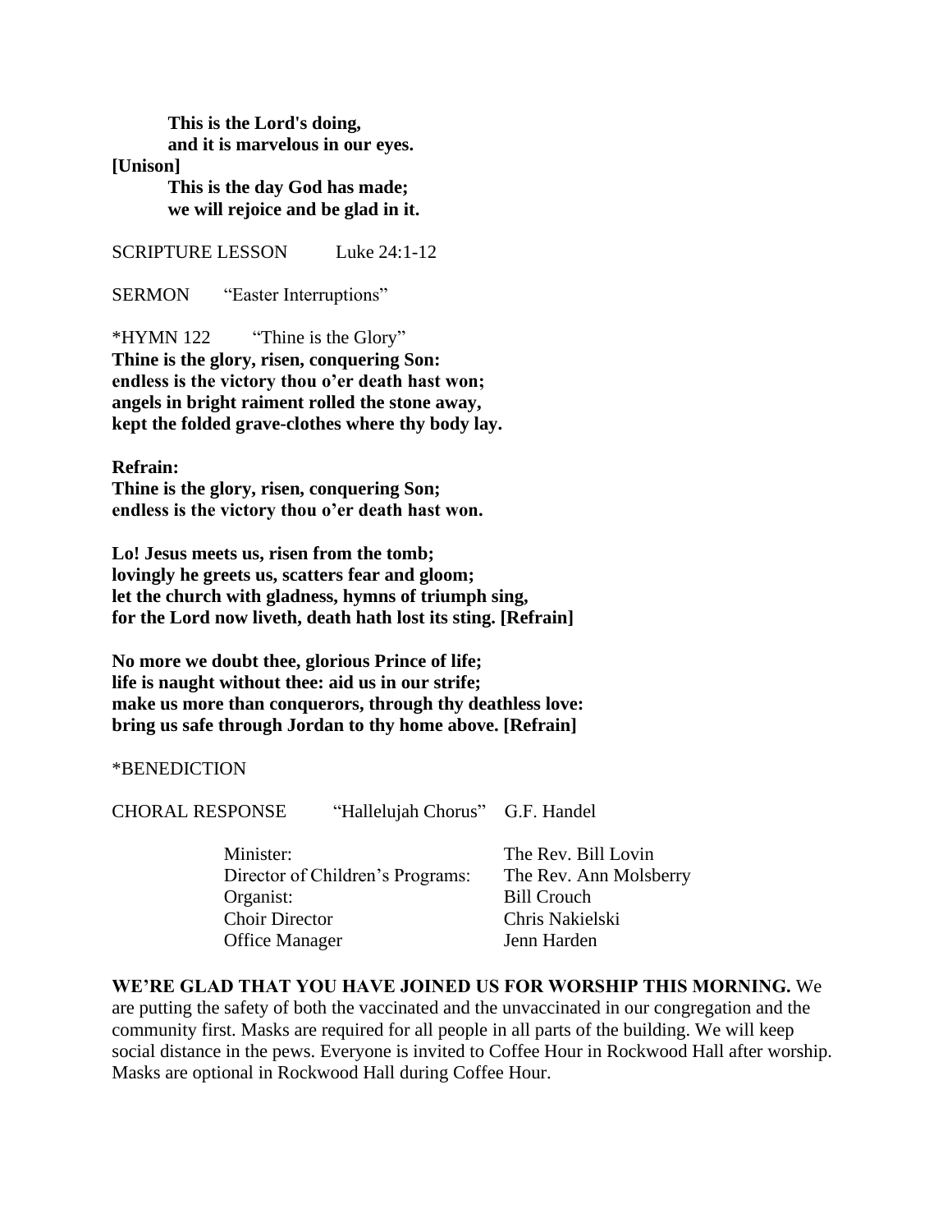**This is the Lord's doing,**
**and it is marvelous in our eyes.**

**[Unison]**

**This is the day God has made;**
**we will rejoice and be glad in it.**

SCRIPTURE LESSON Luke 24:1-12

SERMON "Easter Interruptions"

*HYMN 122 "Thine is the Glory"

**Thine is the glory, risen, conquering Son:**
**endless is the victory thou o'er death hast won;**
**angels in bright raiment rolled the stone away,**
**kept the folded grave-clothes where thy body lay.**

**Refrain:**
**Thine is the glory, risen, conquering Son;**
**endless is the victory thou o'er death hast won.**

**Lo! Jesus meets us, risen from the tomb;**
**lovingly he greets us, scatters fear and gloom;**
**let the church with gladness, hymns of triumph sing,**
**for the Lord now liveth, death hath lost its sting. [Refrain]**

**No more we doubt thee, glorious Prince of life;**
**life is naught without thee: aid us in our strife;**
**make us more than conquerors, through thy deathless love:**
**bring us safe through Jordan to thy home above. [Refrain]**

*BENEDICTION

CHORAL RESPONSE "Hallelujah Chorus" G.F. Handel

| | |
|---|---|
| Minister: | The Rev. Bill Lovin |
| Director of Children's Programs: | The Rev. Ann Molsberry |
| Organist: | Bill Crouch |
| Choir Director | Chris Nakielski |
| Office Manager | Jenn Harden |

**WE'RE GLAD THAT YOU HAVE JOINED US FOR WORSHIP THIS MORNING.** We are putting the safety of both the vaccinated and the unvaccinated in our congregation and the community first. Masks are required for all people in all parts of the building. We will keep social distance in the pews. Everyone is invited to Coffee Hour in Rockwood Hall after worship. Masks are optional in Rockwood Hall during Coffee Hour.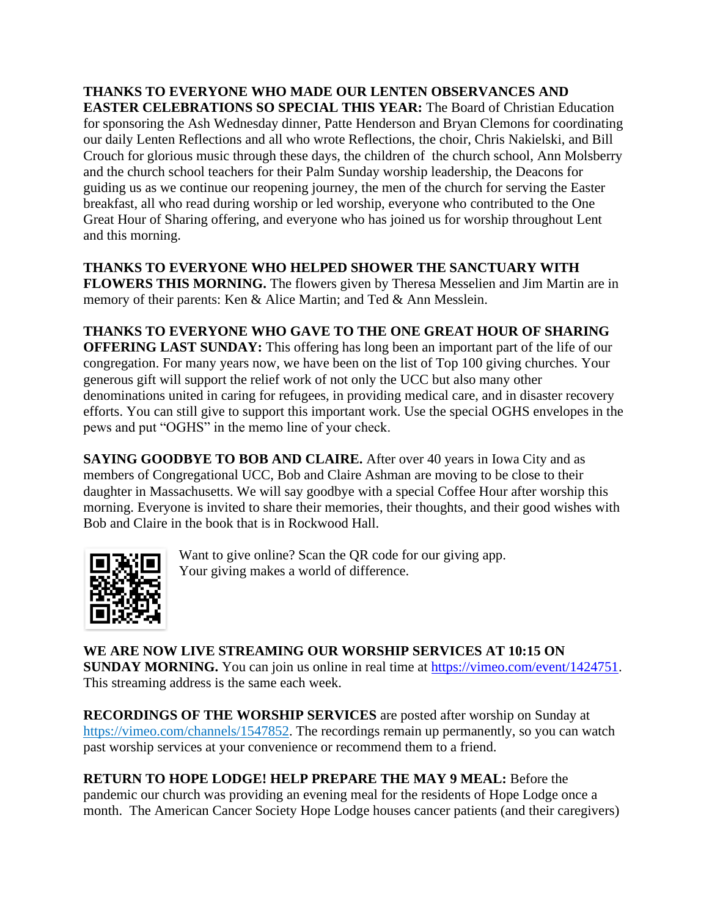**THANKS TO EVERYONE WHO MADE OUR LENTEN OBSERVANCES AND EASTER CELEBRATIONS SO SPECIAL THIS YEAR:** The Board of Christian Education for sponsoring the Ash Wednesday dinner, Patte Henderson and Bryan Clemons for coordinating our daily Lenten Reflections and all who wrote Reflections, the choir, Chris Nakielski, and Bill Crouch for glorious music through these days, the children of the church school, Ann Molsberry and the church school teachers for their Palm Sunday worship leadership, the Deacons for guiding us as we continue our reopening journey, the men of the church for serving the Easter breakfast, all who read during worship or led worship, everyone who contributed to the One Great Hour of Sharing offering, and everyone who has joined us for worship throughout Lent and this morning.

**THANKS TO EVERYONE WHO HELPED SHOWER THE SANCTUARY WITH FLOWERS THIS MORNING.** The flowers given by Theresa Messelien and Jim Martin are in memory of their parents: Ken & Alice Martin; and Ted & Ann Messlein.

**THANKS TO EVERYONE WHO GAVE TO THE ONE GREAT HOUR OF SHARING OFFERING LAST SUNDAY:** This offering has long been an important part of the life of our congregation. For many years now, we have been on the list of Top 100 giving churches. Your generous gift will support the relief work of not only the UCC but also many other denominations united in caring for refugees, in providing medical care, and in disaster recovery efforts. You can still give to support this important work. Use the special OGHS envelopes in the pews and put "OGHS" in the memo line of your check.

**SAYING GOODBYE TO BOB AND CLAIRE.** After over 40 years in Iowa City and as members of Congregational UCC, Bob and Claire Ashman are moving to be close to their daughter in Massachusetts. We will say goodbye with a special Coffee Hour after worship this morning. Everyone is invited to share their memories, their thoughts, and their good wishes with Bob and Claire in the book that is in Rockwood Hall.

Want to give online? Scan the QR code for our giving app.
Your giving makes a world of difference.

**WE ARE NOW LIVE STREAMING OUR WORSHIP SERVICES AT 10:15 ON SUNDAY MORNING.** You can join us online in real time at https://vimeo.com/event/1424751. This streaming address is the same each week.

**RECORDINGS OF THE WORSHIP SERVICES** are posted after worship on Sunday at https://vimeo.com/channels/1547852. The recordings remain up permanently, so you can watch past worship services at your convenience or recommend them to a friend.

**RETURN TO HOPE LODGE! HELP PREPARE THE MAY 9 MEAL:** Before the pandemic our church was providing an evening meal for the residents of Hope Lodge once a month. The American Cancer Society Hope Lodge houses cancer patients (and their caregivers)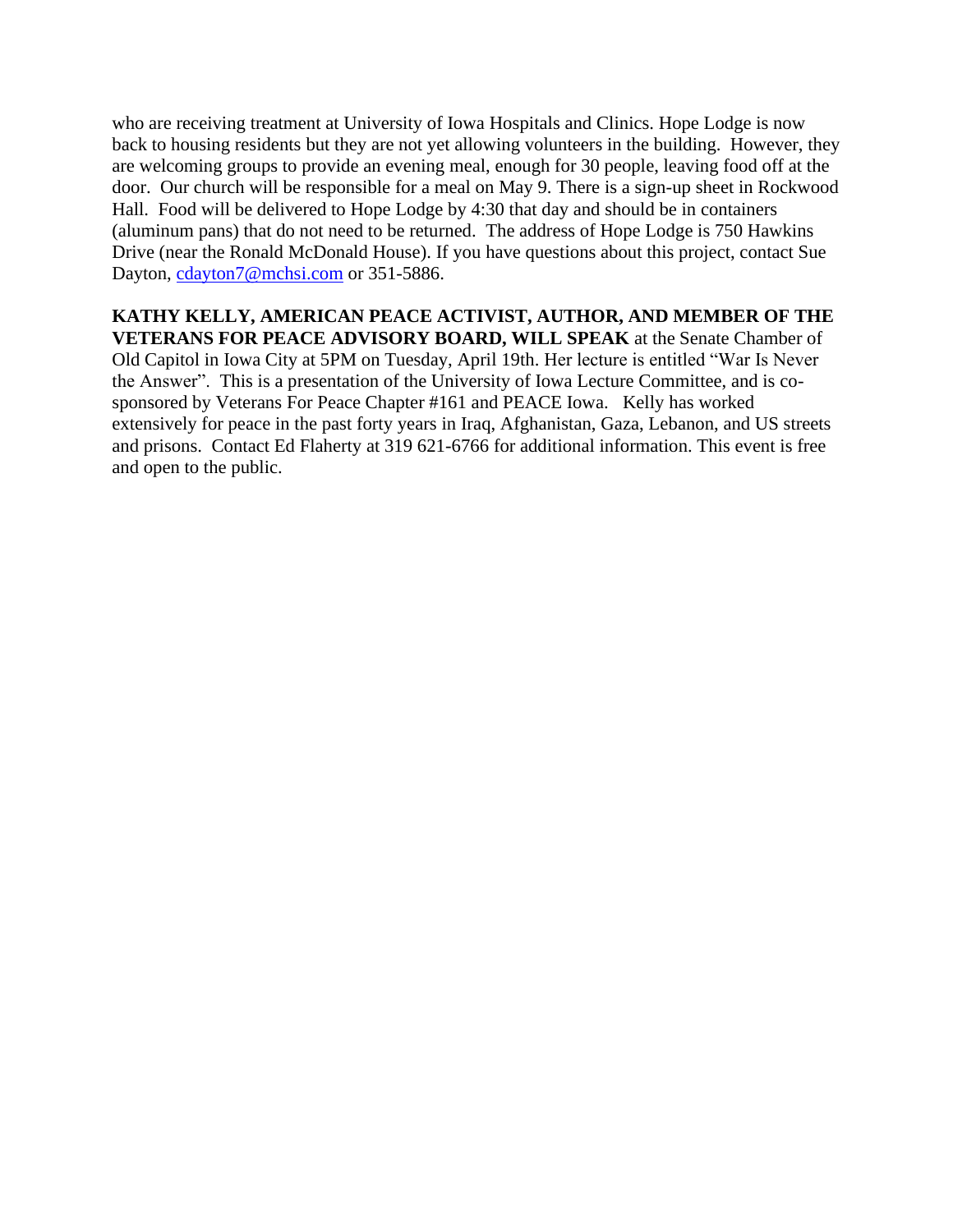who are receiving treatment at University of Iowa Hospitals and Clinics. Hope Lodge is now back to housing residents but they are not yet allowing volunteers in the building. However, they are welcoming groups to provide an evening meal, enough for 30 people, leaving food off at the door. Our church will be responsible for a meal on May 9. There is a sign-up sheet in Rockwood Hall. Food will be delivered to Hope Lodge by 4:30 that day and should be in containers (aluminum pans) that do not need to be returned. The address of Hope Lodge is 750 Hawkins Drive (near the Ronald McDonald House). If you have questions about this project, contact Sue Dayton, cdayton7@mchsi.com or 351-5886.

**KATHY KELLY, AMERICAN PEACE ACTIVIST, AUTHOR, AND MEMBER OF THE VETERANS FOR PEACE ADVISORY BOARD, WILL SPEAK** at the Senate Chamber of Old Capitol in Iowa City at 5PM on Tuesday, April 19th. Her lecture is entitled "War Is Never the Answer". This is a presentation of the University of Iowa Lecture Committee, and is co-sponsored by Veterans For Peace Chapter #161 and PEACE Iowa. Kelly has worked extensively for peace in the past forty years in Iraq, Afghanistan, Gaza, Lebanon, and US streets and prisons. Contact Ed Flaherty at 319 621-6766 for additional information. This event is free and open to the public.